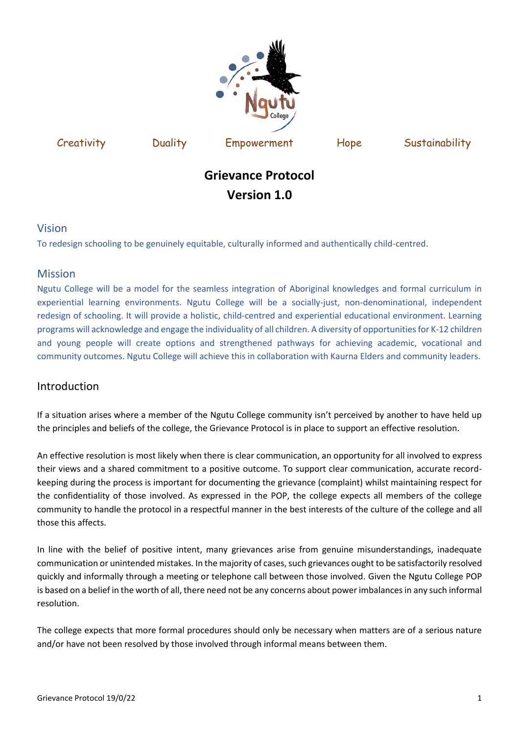Creativity Duality Empowerment Hope Sustainability

# Grievance Protocol
# Version 1.0

## Vision

To redesign schooling to be genuinely equitable, culturally informed and authentically child-centred.

## Mission

Ngutu College will be a model for the seamless integration of Aboriginal knowledges and formal curriculum in experiential learning environments. Ngutu College will be a socially-just, non-denominational, independent redesign of schooling. It will provide a holistic, child-centred and experiential educational environment. Learning programs will acknowledge and engage the individuality of all children. A diversity of opportunities for K-12 children and young people will create options and strengthened pathways for achieving academic, vocational and community outcomes. Ngutu College will achieve this in collaboration with Kaurna Elders and community leaders.

## Introduction

If a situation arises where a member of the Ngutu College community isn't perceived by another to have held up the principles and beliefs of the college, the Grievance Protocol is in place to support an effective resolution.

An effective resolution is most likely when there is clear communication, an opportunity for all involved to express their views and a shared commitment to a positive outcome. To support clear communication, accurate record-keeping during the process is important for documenting the grievance (complaint) whilst maintaining respect for the confidentiality of those involved. As expressed in the POP, the college expects all members of the college community to handle the protocol in a respectful manner in the best interests of the culture of the college and all those this affects.

In line with the belief of positive intent, many grievances arise from genuine misunderstandings, inadequate communication or unintended mistakes. In the majority of cases, such grievances ought to be satisfactorily resolved quickly and informally through a meeting or telephone call between those involved. Given the Ngutu College POP is based on a belief in the worth of all, there need not be any concerns about power imbalances in any such informal resolution.

The college expects that more formal procedures should only be necessary when matters are of a serious nature and/or have not been resolved by those involved through informal means between them.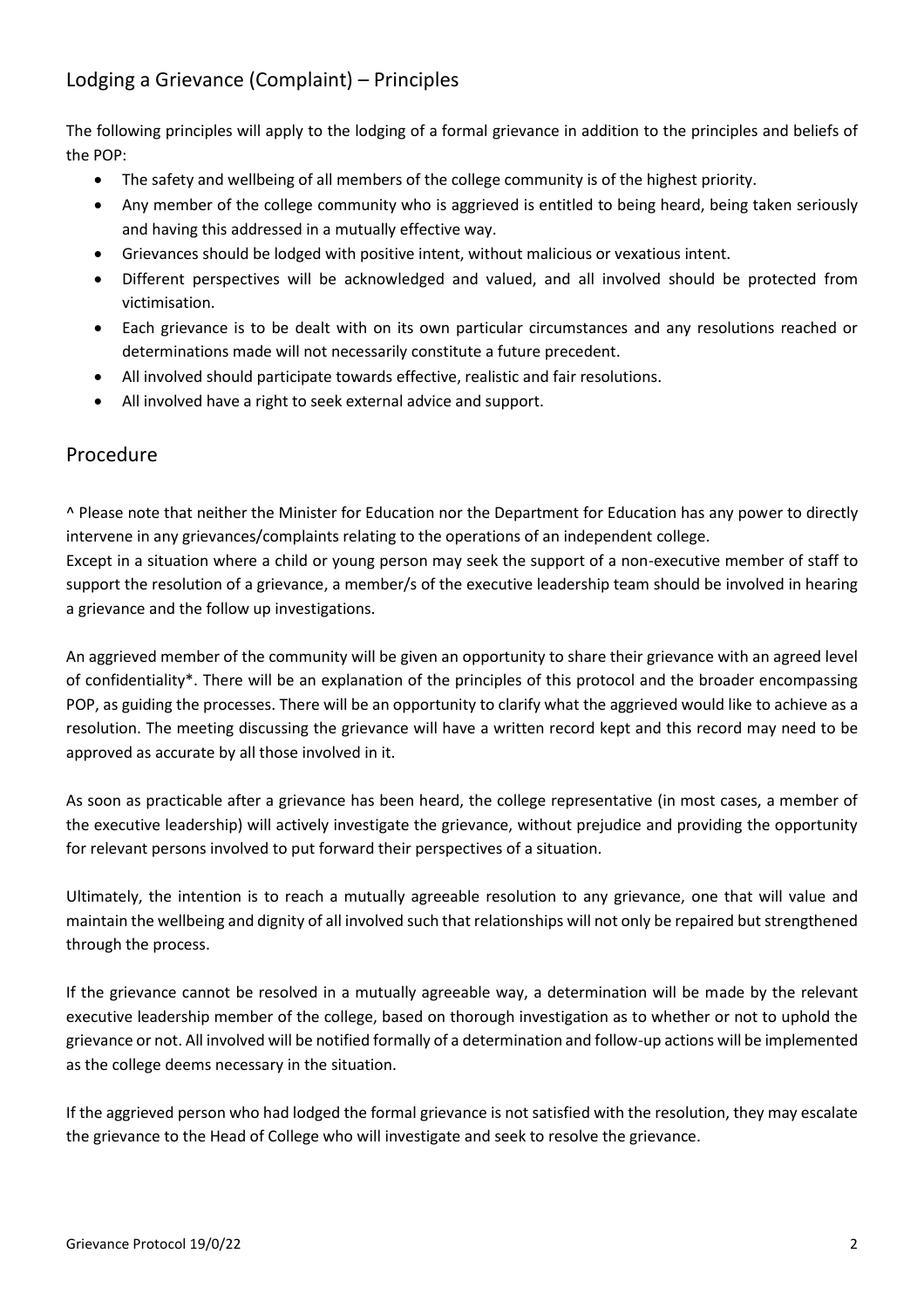## Lodging a Grievance (Complaint) – Principles

The following principles will apply to the lodging of a formal grievance in addition to the principles and beliefs of the POP:

- The safety and wellbeing of all members of the college community is of the highest priority.
- Any member of the college community who is aggrieved is entitled to being heard, being taken seriously and having this addressed in a mutually effective way.
- Grievances should be lodged with positive intent, without malicious or vexatious intent.
- Different perspectives will be acknowledged and valued, and all involved should be protected from victimisation.
- Each grievance is to be dealt with on its own particular circumstances and any resolutions reached or determinations made will not necessarily constitute a future precedent.
- All involved should participate towards effective, realistic and fair resolutions.
- All involved have a right to seek external advice and support.

## Procedure

^ Please note that neither the Minister for Education nor the Department for Education has any power to directly intervene in any grievances/complaints relating to the operations of an independent college.
Except in a situation where a child or young person may seek the support of a non-executive member of staff to support the resolution of a grievance, a member/s of the executive leadership team should be involved in hearing a grievance and the follow up investigations.

An aggrieved member of the community will be given an opportunity to share their grievance with an agreed level of confidentiality*. There will be an explanation of the principles of this protocol and the broader encompassing POP, as guiding the processes. There will be an opportunity to clarify what the aggrieved would like to achieve as a resolution. The meeting discussing the grievance will have a written record kept and this record may need to be approved as accurate by all those involved in it.

As soon as practicable after a grievance has been heard, the college representative (in most cases, a member of the executive leadership) will actively investigate the grievance, without prejudice and providing the opportunity for relevant persons involved to put forward their perspectives of a situation.

Ultimately, the intention is to reach a mutually agreeable resolution to any grievance, one that will value and maintain the wellbeing and dignity of all involved such that relationships will not only be repaired but strengthened through the process.

If the grievance cannot be resolved in a mutually agreeable way, a determination will be made by the relevant executive leadership member of the college, based on thorough investigation as to whether or not to uphold the grievance or not. All involved will be notified formally of a determination and follow-up actions will be implemented as the college deems necessary in the situation.

If the aggrieved person who had lodged the formal grievance is not satisfied with the resolution, they may escalate the grievance to the Head of College who will investigate and seek to resolve the grievance.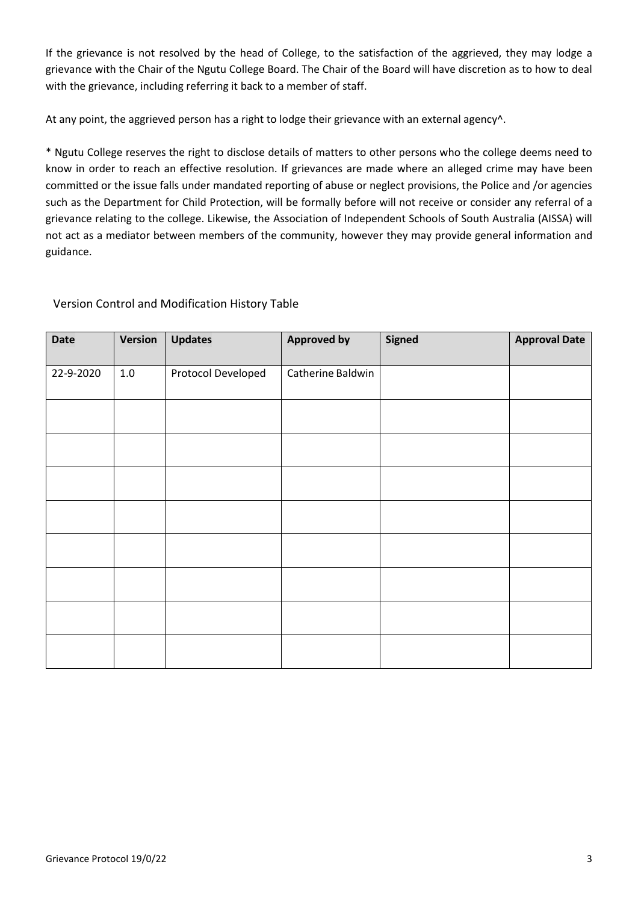If the grievance is not resolved by the head of College, to the satisfaction of the aggrieved, they may lodge a grievance with the Chair of the Ngutu College Board. The Chair of the Board will have discretion as to how to deal with the grievance, including referring it back to a member of staff.

At any point, the aggrieved person has a right to lodge their grievance with an external agency^.

* Ngutu College reserves the right to disclose details of matters to other persons who the college deems need to know in order to reach an effective resolution. If grievances are made where an alleged crime may have been committed or the issue falls under mandated reporting of abuse or neglect provisions, the Police and /or agencies such as the Department for Child Protection, will be formally before will not receive or consider any referral of a grievance relating to the college. Likewise, the Association of Independent Schools of South Australia (AISSA) will not act as a mediator between members of the community, however they may provide general information and guidance.

Version Control and Modification History Table

| Date | Version | Updates | Approved by | Signed | Approval Date |
|---|---|---|---|---|---|
| 22-9-2020 | 1.0 | Protocol Developed | Catherine Baldwin | | |
| | | | | | |
| | | | | | |
| | | | | | |
| | | | | | |
| | | | | | |
| | | | | | |
| | | | | | |
| | | | | | |